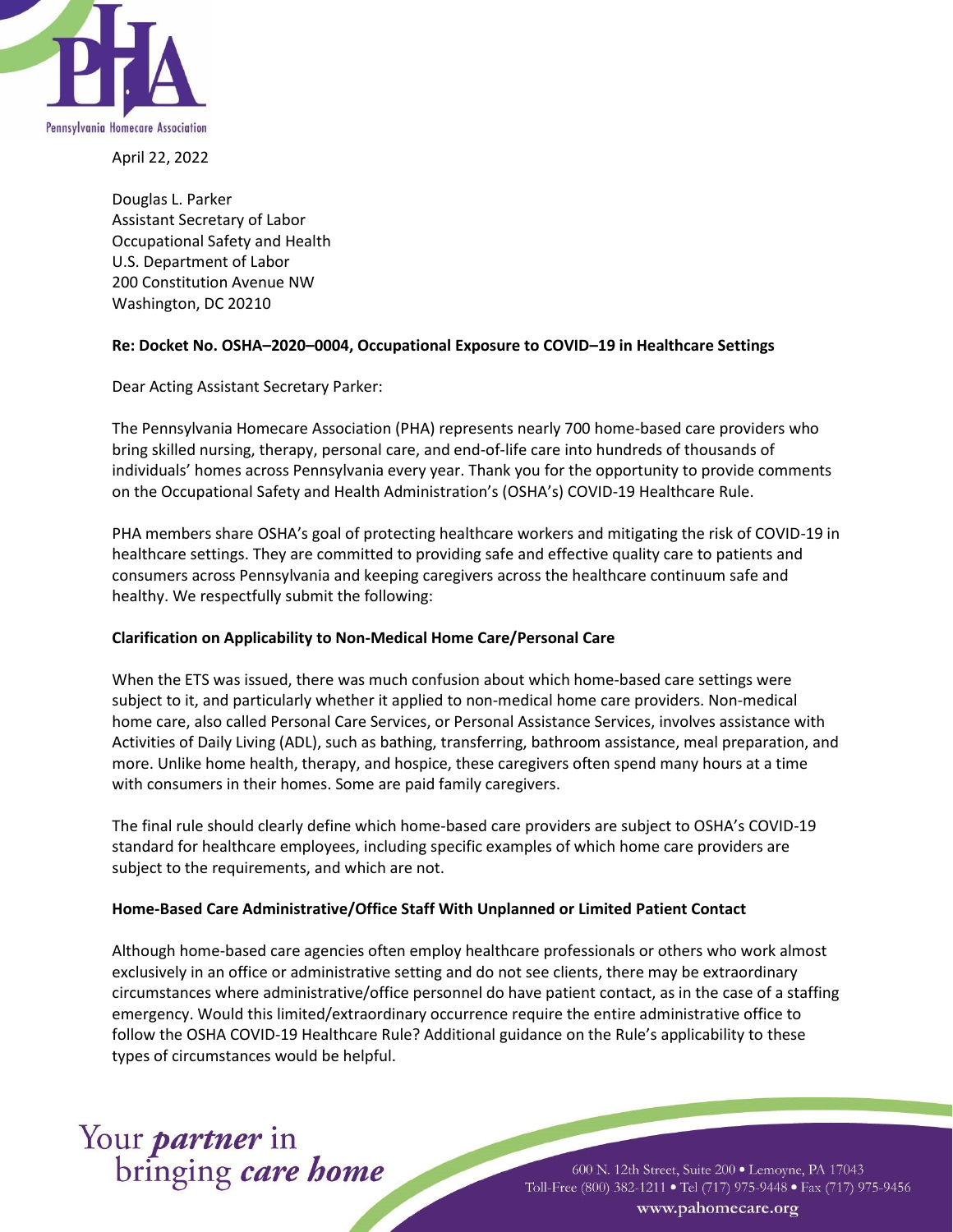April 22, 2022

Douglas L. Parker
Assistant Secretary of Labor
Occupational Safety and Health
U.S. Department of Labor
200 Constitution Avenue NW
Washington, DC 20210

**Re: Docket No. OSHA–2020–0004, Occupational Exposure to COVID–19 in Healthcare Settings**

Dear Acting Assistant Secretary Parker:

The Pennsylvania Homecare Association (PHA) represents nearly 700 home-based care providers who bring skilled nursing, therapy, personal care, and end-of-life care into hundreds of thousands of individuals' homes across Pennsylvania every year. Thank you for the opportunity to provide comments on the Occupational Safety and Health Administration's (OSHA's) COVID-19 Healthcare Rule.

PHA members share OSHA's goal of protecting healthcare workers and mitigating the risk of COVID-19 in healthcare settings. They are committed to providing safe and effective quality care to patients and consumers across Pennsylvania and keeping caregivers across the healthcare continuum safe and healthy. We respectfully submit the following:

**Clarification on Applicability to Non-Medical Home Care/Personal Care**

When the ETS was issued, there was much confusion about which home-based care settings were subject to it, and particularly whether it applied to non-medical home care providers. Non-medical home care, also called Personal Care Services, or Personal Assistance Services, involves assistance with Activities of Daily Living (ADL), such as bathing, transferring, bathroom assistance, meal preparation, and more. Unlike home health, therapy, and hospice, these caregivers often spend many hours at a time with consumers in their homes. Some are paid family caregivers.

The final rule should clearly define which home-based care providers are subject to OSHA's COVID-19 standard for healthcare employees, including specific examples of which home care providers are subject to the requirements, and which are not.

**Home-Based Care Administrative/Office Staff With Unplanned or Limited Patient Contact**

Although home-based care agencies often employ healthcare professionals or others who work almost exclusively in an office or administrative setting and do not see clients, there may be extraordinary circumstances where administrative/office personnel do have patient contact, as in the case of a staffing emergency. Would this limited/extraordinary occurrence require the entire administrative office to follow the OSHA COVID-19 Healthcare Rule? Additional guidance on the Rule's applicability to these types of circumstances would be helpful.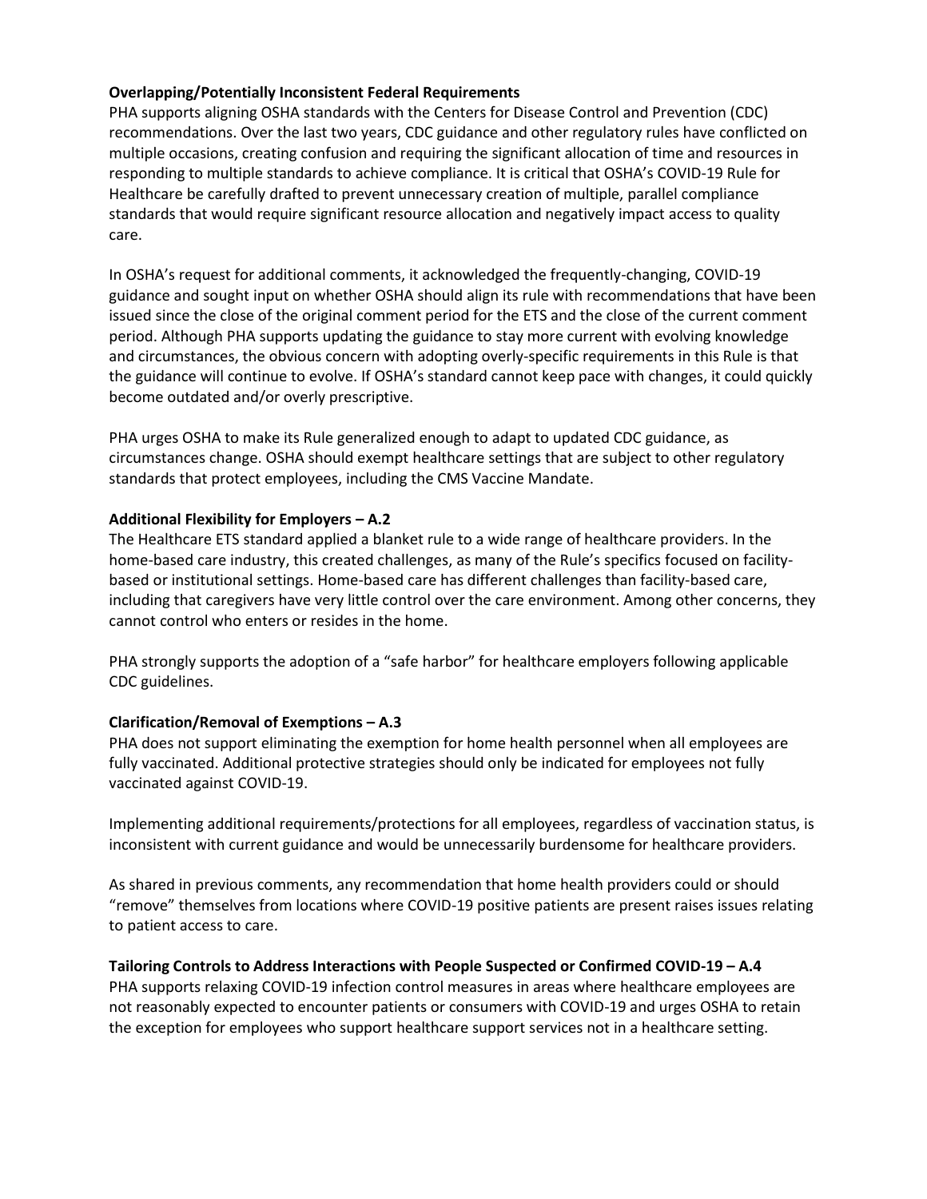**Overlapping/Potentially Inconsistent Federal Requirements**

PHA supports aligning OSHA standards with the Centers for Disease Control and Prevention (CDC) recommendations. Over the last two years, CDC guidance and other regulatory rules have conflicted on multiple occasions, creating confusion and requiring the significant allocation of time and resources in responding to multiple standards to achieve compliance. It is critical that OSHA's COVID-19 Rule for Healthcare be carefully drafted to prevent unnecessary creation of multiple, parallel compliance standards that would require significant resource allocation and negatively impact access to quality care.

In OSHA's request for additional comments, it acknowledged the frequently-changing, COVID-19 guidance and sought input on whether OSHA should align its rule with recommendations that have been issued since the close of the original comment period for the ETS and the close of the current comment period. Although PHA supports updating the guidance to stay more current with evolving knowledge and circumstances, the obvious concern with adopting overly-specific requirements in this Rule is that the guidance will continue to evolve. If OSHA's standard cannot keep pace with changes, it could quickly become outdated and/or overly prescriptive.

PHA urges OSHA to make its Rule generalized enough to adapt to updated CDC guidance, as circumstances change. OSHA should exempt healthcare settings that are subject to other regulatory standards that protect employees, including the CMS Vaccine Mandate.

**Additional Flexibility for Employers – A.2**

The Healthcare ETS standard applied a blanket rule to a wide range of healthcare providers. In the home-based care industry, this created challenges, as many of the Rule's specifics focused on facility-based or institutional settings. Home-based care has different challenges than facility-based care, including that caregivers have very little control over the care environment. Among other concerns, they cannot control who enters or resides in the home.

PHA strongly supports the adoption of a "safe harbor" for healthcare employers following applicable CDC guidelines.

**Clarification/Removal of Exemptions – A.3**

PHA does not support eliminating the exemption for home health personnel when all employees are fully vaccinated. Additional protective strategies should only be indicated for employees not fully vaccinated against COVID-19.

Implementing additional requirements/protections for all employees, regardless of vaccination status, is inconsistent with current guidance and would be unnecessarily burdensome for healthcare providers.

As shared in previous comments, any recommendation that home health providers could or should "remove" themselves from locations where COVID-19 positive patients are present raises issues relating to patient access to care.

**Tailoring Controls to Address Interactions with People Suspected or Confirmed COVID-19 – A.4**

PHA supports relaxing COVID-19 infection control measures in areas where healthcare employees are not reasonably expected to encounter patients or consumers with COVID-19 and urges OSHA to retain the exception for employees who support healthcare support services not in a healthcare setting.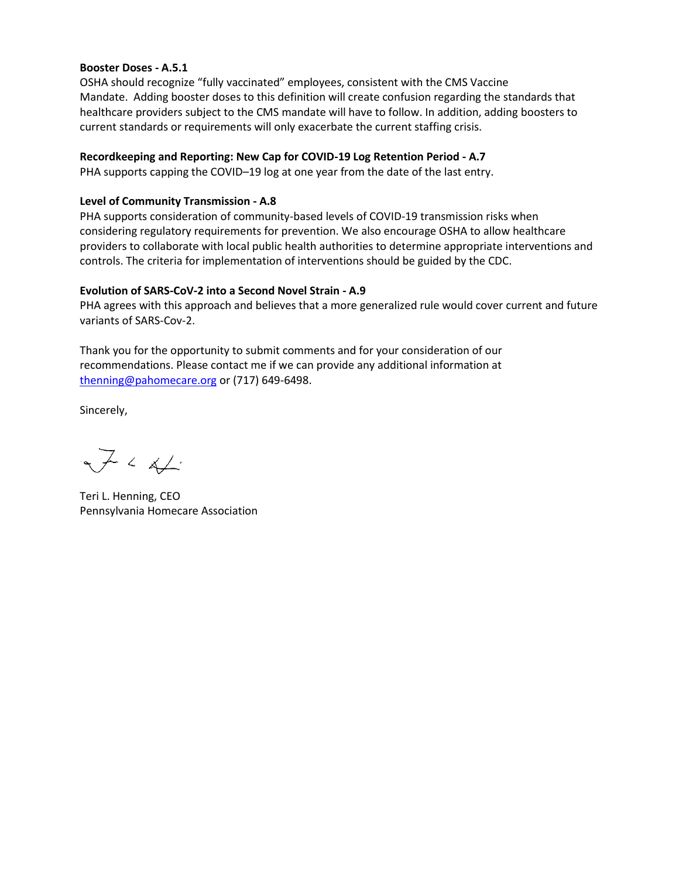**Booster Doses - A.5.1**

OSHA should recognize "fully vaccinated" employees, consistent with the CMS Vaccine Mandate. Adding booster doses to this definition will create confusion regarding the standards that healthcare providers subject to the CMS mandate will have to follow. In addition, adding boosters to current standards or requirements will only exacerbate the current staffing crisis.

**Recordkeeping and Reporting: New Cap for COVID-19 Log Retention Period - A.7**

PHA supports capping the COVID–19 log at one year from the date of the last entry.

**Level of Community Transmission - A.8**

PHA supports consideration of community-based levels of COVID-19 transmission risks when considering regulatory requirements for prevention. We also encourage OSHA to allow healthcare providers to collaborate with local public health authorities to determine appropriate interventions and controls. The criteria for implementation of interventions should be guided by the CDC.

**Evolution of SARS-CoV-2 into a Second Novel Strain - A.9**

PHA agrees with this approach and believes that a more generalized rule would cover current and future variants of SARS-Cov-2.

Thank you for the opportunity to submit comments and for your consideration of our recommendations. Please contact me if we can provide any additional information at thenning@pahomecare.org or (717) 649-6498.

Sincerely,

Teri L. Henning, CEO
Pennsylvania Homecare Association